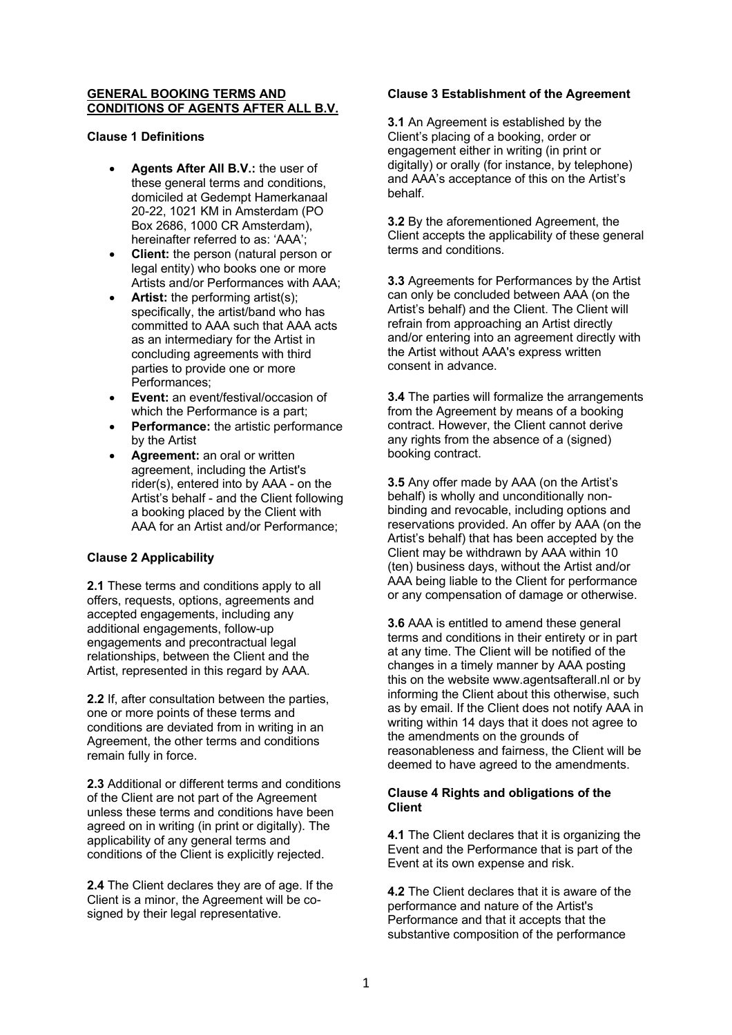# GENERAL BOOKING TERMS AND CONDITIONS OF AGENTS AFTER ALL B.V.

### Clause 1 Definitions

- **Agents After All B.V.:** the user of these general terms and conditions, domiciled at Gedempt Hamerkanaal 20-22, 1021 KM in Amsterdam (PO Box 2686, 1000 CR Amsterdam), hereinafter referred to as: 'AAA';
- **Client:** the person (natural person or legal entity) who books one or more Artists and/or Performances with AAA;
- **Artist:** the performing artist(s); specifically, the artist/band who has committed to AAA such that AAA acts as an intermediary for the Artist in concluding agreements with third parties to provide one or more Performances;
- **Event:** an event/festival/occasion of which the Performance is a part;
- **Performance:** the artistic performance by the Artist
- **Agreement:** an oral or written agreement, including the Artist's rider(s), entered into by AAA - on the Artist's behalf - and the Client following a booking placed by the Client with AAA for an Artist and/or Performance;

### Clause 2 Applicability

**2.1** These terms and conditions apply to all offers, requests, options, agreements and accepted engagements, including any additional engagements, follow-up engagements and precontractual legal relationships, between the Client and the Artist, represented in this regard by AAA.

**2.2** If, after consultation between the parties, one or more points of these terms and conditions are deviated from in writing in an Agreement, the other terms and conditions remain fully in force.

**2.3** Additional or different terms and conditions of the Client are not part of the Agreement unless these terms and conditions have been agreed on in writing (in print or digitally). The applicability of any general terms and conditions of the Client is explicitly rejected.

**2.4** The Client declares they are of age. If the Client is a minor, the Agreement will be co-signed by their legal representative.

### Clause 3 Establishment of the Agreement

**3.1** An Agreement is established by the Client's placing of a booking, order or engagement either in writing (in print or digitally) or orally (for instance, by telephone) and AAA's acceptance of this on the Artist's behalf.

**3.2** By the aforementioned Agreement, the Client accepts the applicability of these general terms and conditions.

**3.3** Agreements for Performances by the Artist can only be concluded between AAA (on the Artist's behalf) and the Client. The Client will refrain from approaching an Artist directly and/or entering into an agreement directly with the Artist without AAA's express written consent in advance.

**3.4** The parties will formalize the arrangements from the Agreement by means of a booking contract. However, the Client cannot derive any rights from the absence of a (signed) booking contract.

**3.5** Any offer made by AAA (on the Artist's behalf) is wholly and unconditionally non-binding and revocable, including options and reservations provided. An offer by AAA (on the Artist's behalf) that has been accepted by the Client may be withdrawn by AAA within 10 (ten) business days, without the Artist and/or AAA being liable to the Client for performance or any compensation of damage or otherwise.

**3.6** AAA is entitled to amend these general terms and conditions in their entirety or in part at any time. The Client will be notified of the changes in a timely manner by AAA posting this on the website www.agentsafterall.nl or by informing the Client about this otherwise, such as by email. If the Client does not notify AAA in writing within 14 days that it does not agree to the amendments on the grounds of reasonableness and fairness, the Client will be deemed to have agreed to the amendments.

### Clause 4 Rights and obligations of the Client

**4.1** The Client declares that it is organizing the Event and the Performance that is part of the Event at its own expense and risk.

**4.2** The Client declares that it is aware of the performance and nature of the Artist's Performance and that it accepts that the substantive composition of the performance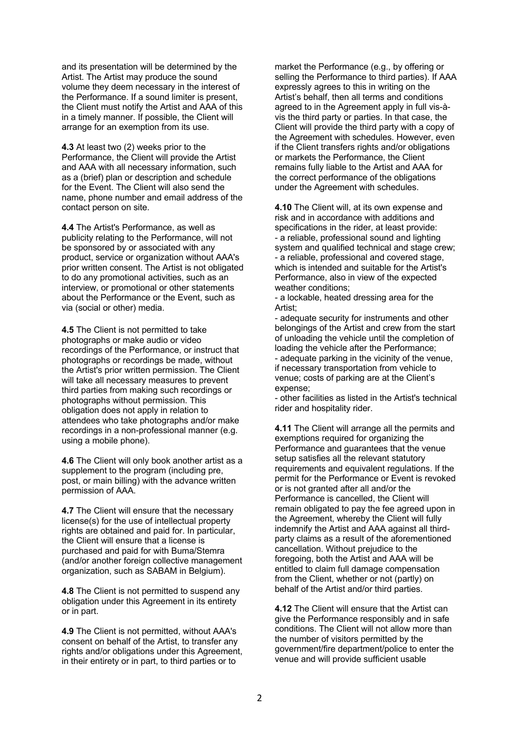and its presentation will be determined by the Artist. The Artist may produce the sound volume they deem necessary in the interest of the Performance. If a sound limiter is present, the Client must notify the Artist and AAA of this in a timely manner. If possible, the Client will arrange for an exemption from its use.

**4.3** At least two (2) weeks prior to the Performance, the Client will provide the Artist and AAA with all necessary information, such as a (brief) plan or description and schedule for the Event. The Client will also send the name, phone number and email address of the contact person on site.

**4.4** The Artist's Performance, as well as publicity relating to the Performance, will not be sponsored by or associated with any product, service or organization without AAA's prior written consent. The Artist is not obligated to do any promotional activities, such as an interview, or promotional or other statements about the Performance or the Event, such as via (social or other) media.

**4.5** The Client is not permitted to take photographs or make audio or video recordings of the Performance, or instruct that photographs or recordings be made, without the Artist's prior written permission. The Client will take all necessary measures to prevent third parties from making such recordings or photographs without permission. This obligation does not apply in relation to attendees who take photographs and/or make recordings in a non-professional manner (e.g. using a mobile phone).

**4.6** The Client will only book another artist as a supplement to the program (including pre, post, or main billing) with the advance written permission of AAA.

**4.7** The Client will ensure that the necessary license(s) for the use of intellectual property rights are obtained and paid for. In particular, the Client will ensure that a license is purchased and paid for with Buma/Stemra (and/or another foreign collective management organization, such as SABAM in Belgium).

**4.8** The Client is not permitted to suspend any obligation under this Agreement in its entirety or in part.

**4.9** The Client is not permitted, without AAA's consent on behalf of the Artist, to transfer any rights and/or obligations under this Agreement, in their entirety or in part, to third parties or to market the Performance (e.g., by offering or selling the Performance to third parties). If AAA expressly agrees to this in writing on the Artist's behalf, then all terms and conditions agreed to in the Agreement apply in full vis-à-vis the third party or parties. In that case, the Client will provide the third party with a copy of the Agreement with schedules. However, even if the Client transfers rights and/or obligations or markets the Performance, the Client remains fully liable to the Artist and AAA for the correct performance of the obligations under the Agreement with schedules.

**4.10** The Client will, at its own expense and risk and in accordance with additions and specifications in the rider, at least provide:
- a reliable, professional sound and lighting system and qualified technical and stage crew;
- a reliable, professional and covered stage, which is intended and suitable for the Artist's Performance, also in view of the expected weather conditions;
- a lockable, heated dressing area for the Artist;
- adequate security for instruments and other belongings of the Artist and crew from the start of unloading the vehicle until the completion of loading the vehicle after the Performance;
- adequate parking in the vicinity of the venue, if necessary transportation from vehicle to venue; costs of parking are at the Client's expense;
- other facilities as listed in the Artist's technical rider and hospitality rider.

**4.11** The Client will arrange all the permits and exemptions required for organizing the Performance and guarantees that the venue setup satisfies all the relevant statutory requirements and equivalent regulations. If the permit for the Performance or Event is revoked or is not granted after all and/or the Performance is cancelled, the Client will remain obligated to pay the fee agreed upon in the Agreement, whereby the Client will fully indemnify the Artist and AAA against all third-party claims as a result of the aforementioned cancellation. Without prejudice to the foregoing, both the Artist and AAA will be entitled to claim full damage compensation from the Client, whether or not (partly) on behalf of the Artist and/or third parties.

**4.12** The Client will ensure that the Artist can give the Performance responsibly and in safe conditions. The Client will not allow more than the number of visitors permitted by the government/fire department/police to enter the venue and will provide sufficient usable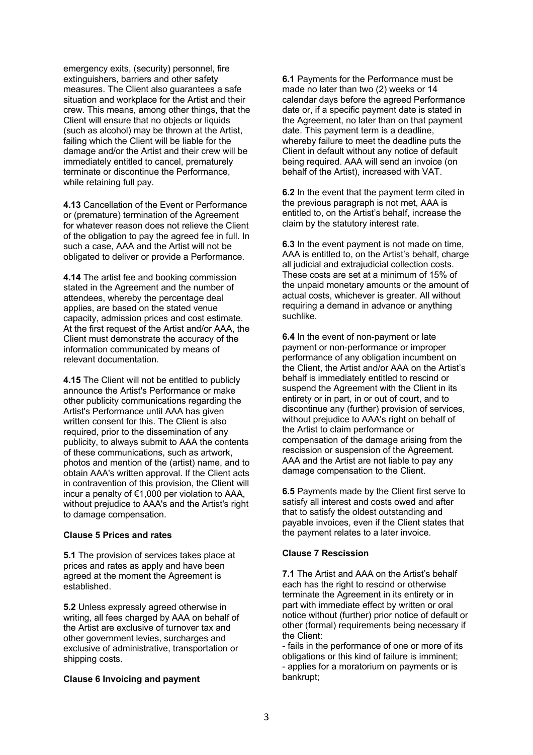emergency exits, (security) personnel, fire extinguishers, barriers and other safety measures. The Client also guarantees a safe situation and workplace for the Artist and their crew. This means, among other things, that the Client will ensure that no objects or liquids (such as alcohol) may be thrown at the Artist, failing which the Client will be liable for the damage and/or the Artist and their crew will be immediately entitled to cancel, prematurely terminate or discontinue the Performance, while retaining full pay.

**4.13** Cancellation of the Event or Performance or (premature) termination of the Agreement for whatever reason does not relieve the Client of the obligation to pay the agreed fee in full. In such a case, AAA and the Artist will not be obligated to deliver or provide a Performance.

**4.14** The artist fee and booking commission stated in the Agreement and the number of attendees, whereby the percentage deal applies, are based on the stated venue capacity, admission prices and cost estimate. At the first request of the Artist and/or AAA, the Client must demonstrate the accuracy of the information communicated by means of relevant documentation.

**4.15** The Client will not be entitled to publicly announce the Artist's Performance or make other publicity communications regarding the Artist's Performance until AAA has given written consent for this. The Client is also required, prior to the dissemination of any publicity, to always submit to AAA the contents of these communications, such as artwork, photos and mention of the (artist) name, and to obtain AAA's written approval. If the Client acts in contravention of this provision, the Client will incur a penalty of €1,000 per violation to AAA, without prejudice to AAA's and the Artist's right to damage compensation.

**Clause 5 Prices and rates**

**5.1** The provision of services takes place at prices and rates as apply and have been agreed at the moment the Agreement is established.

**5.2** Unless expressly agreed otherwise in writing, all fees charged by AAA on behalf of the Artist are exclusive of turnover tax and other government levies, surcharges and exclusive of administrative, transportation or shipping costs.

**Clause 6 Invoicing and payment**

**6.1** Payments for the Performance must be made no later than two (2) weeks or 14 calendar days before the agreed Performance date or, if a specific payment date is stated in the Agreement, no later than on that payment date. This payment term is a deadline, whereby failure to meet the deadline puts the Client in default without any notice of default being required. AAA will send an invoice (on behalf of the Artist), increased with VAT.

**6.2** In the event that the payment term cited in the previous paragraph is not met, AAA is entitled to, on the Artist's behalf, increase the claim by the statutory interest rate.

**6.3** In the event payment is not made on time, AAA is entitled to, on the Artist's behalf, charge all judicial and extrajudicial collection costs. These costs are set at a minimum of 15% of the unpaid monetary amounts or the amount of actual costs, whichever is greater. All without requiring a demand in advance or anything suchlike.

**6.4** In the event of non-payment or late payment or non-performance or improper performance of any obligation incumbent on the Client, the Artist and/or AAA on the Artist's behalf is immediately entitled to rescind or suspend the Agreement with the Client in its entirety or in part, in or out of court, and to discontinue any (further) provision of services, without prejudice to AAA's right on behalf of the Artist to claim performance or compensation of the damage arising from the rescission or suspension of the Agreement. AAA and the Artist are not liable to pay any damage compensation to the Client.

**6.5** Payments made by the Client first serve to satisfy all interest and costs owed and after that to satisfy the oldest outstanding and payable invoices, even if the Client states that the payment relates to a later invoice.

**Clause 7 Rescission**

**7.1** The Artist and AAA on the Artist's behalf each has the right to rescind or otherwise terminate the Agreement in its entirety or in part with immediate effect by written or oral notice without (further) prior notice of default or other (formal) requirements being necessary if the Client:

- fails in the performance of one or more of its obligations or this kind of failure is imminent;
- applies for a moratorium on payments or is bankrupt;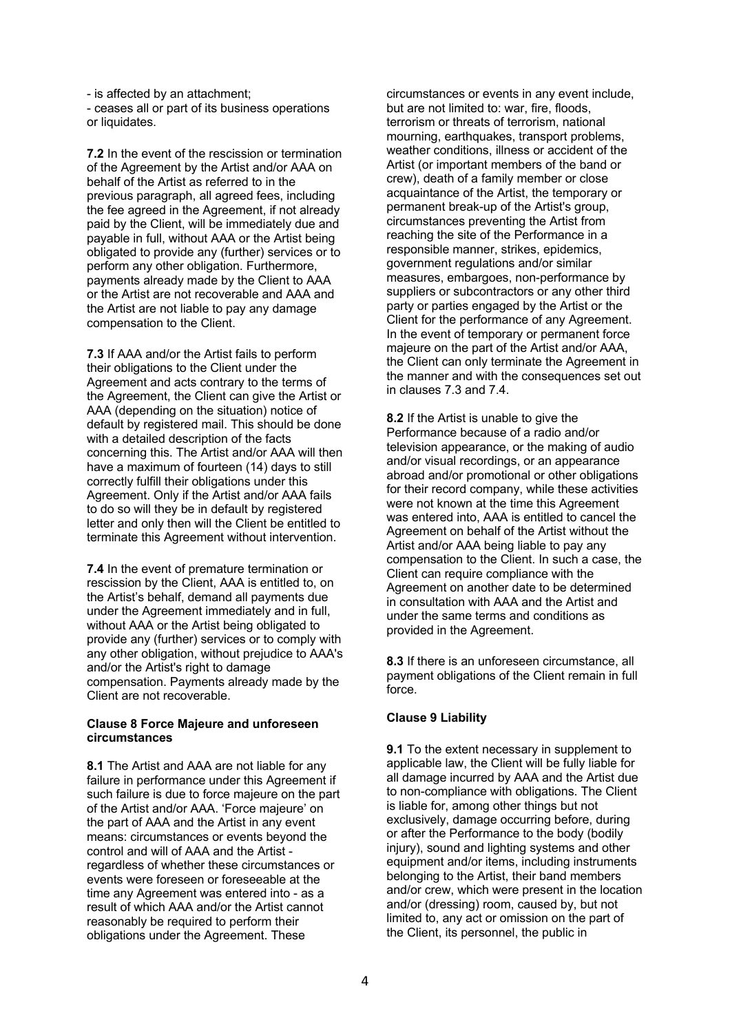- is affected by an attachment;
- ceases all or part of its business operations or liquidates.

**7.2** In the event of the rescission or termination of the Agreement by the Artist and/or AAA on behalf of the Artist as referred to in the previous paragraph, all agreed fees, including the fee agreed in the Agreement, if not already paid by the Client, will be immediately due and payable in full, without AAA or the Artist being obligated to provide any (further) services or to perform any other obligation. Furthermore, payments already made by the Client to AAA or the Artist are not recoverable and AAA and the Artist are not liable to pay any damage compensation to the Client.

**7.3** If AAA and/or the Artist fails to perform their obligations to the Client under the Agreement and acts contrary to the terms of the Agreement, the Client can give the Artist or AAA (depending on the situation) notice of default by registered mail. This should be done with a detailed description of the facts concerning this. The Artist and/or AAA will then have a maximum of fourteen (14) days to still correctly fulfill their obligations under this Agreement. Only if the Artist and/or AAA fails to do so will they be in default by registered letter and only then will the Client be entitled to terminate this Agreement without intervention.

**7.4** In the event of premature termination or rescission by the Client, AAA is entitled to, on the Artist's behalf, demand all payments due under the Agreement immediately and in full, without AAA or the Artist being obligated to provide any (further) services or to comply with any other obligation, without prejudice to AAA's and/or the Artist's right to damage compensation. Payments already made by the Client are not recoverable.

**Clause 8 Force Majeure and unforeseen circumstances**

**8.1** The Artist and AAA are not liable for any failure in performance under this Agreement if such failure is due to force majeure on the part of the Artist and/or AAA. 'Force majeure' on the part of AAA and the Artist in any event means: circumstances or events beyond the control and will of AAA and the Artist - regardless of whether these circumstances or events were foreseen or foreseeable at the time any Agreement was entered into - as a result of which AAA and/or the Artist cannot reasonably be required to perform their obligations under the Agreement. These circumstances or events in any event include, but are not limited to: war, fire, floods, terrorism or threats of terrorism, national mourning, earthquakes, transport problems, weather conditions, illness or accident of the Artist (or important members of the band or crew), death of a family member or close acquaintance of the Artist, the temporary or permanent break-up of the Artist's group, circumstances preventing the Artist from reaching the site of the Performance in a responsible manner, strikes, epidemics, government regulations and/or similar measures, embargoes, non-performance by suppliers or subcontractors or any other third party or parties engaged by the Artist or the Client for the performance of any Agreement. In the event of temporary or permanent force majeure on the part of the Artist and/or AAA, the Client can only terminate the Agreement in the manner and with the consequences set out in clauses 7.3 and 7.4.

**8.2** If the Artist is unable to give the Performance because of a radio and/or television appearance, or the making of audio and/or visual recordings, or an appearance abroad and/or promotional or other obligations for their record company, while these activities were not known at the time this Agreement was entered into, AAA is entitled to cancel the Agreement on behalf of the Artist without the Artist and/or AAA being liable to pay any compensation to the Client. In such a case, the Client can require compliance with the Agreement on another date to be determined in consultation with AAA and the Artist and under the same terms and conditions as provided in the Agreement.

**8.3** If there is an unforeseen circumstance, all payment obligations of the Client remain in full force.

**Clause 9 Liability**

**9.1** To the extent necessary in supplement to applicable law, the Client will be fully liable for all damage incurred by AAA and the Artist due to non-compliance with obligations. The Client is liable for, among other things but not exclusively, damage occurring before, during or after the Performance to the body (bodily injury), sound and lighting systems and other equipment and/or items, including instruments belonging to the Artist, their band members and/or crew, which were present in the location and/or (dressing) room, caused by, but not limited to, any act or omission on the part of the Client, its personnel, the public in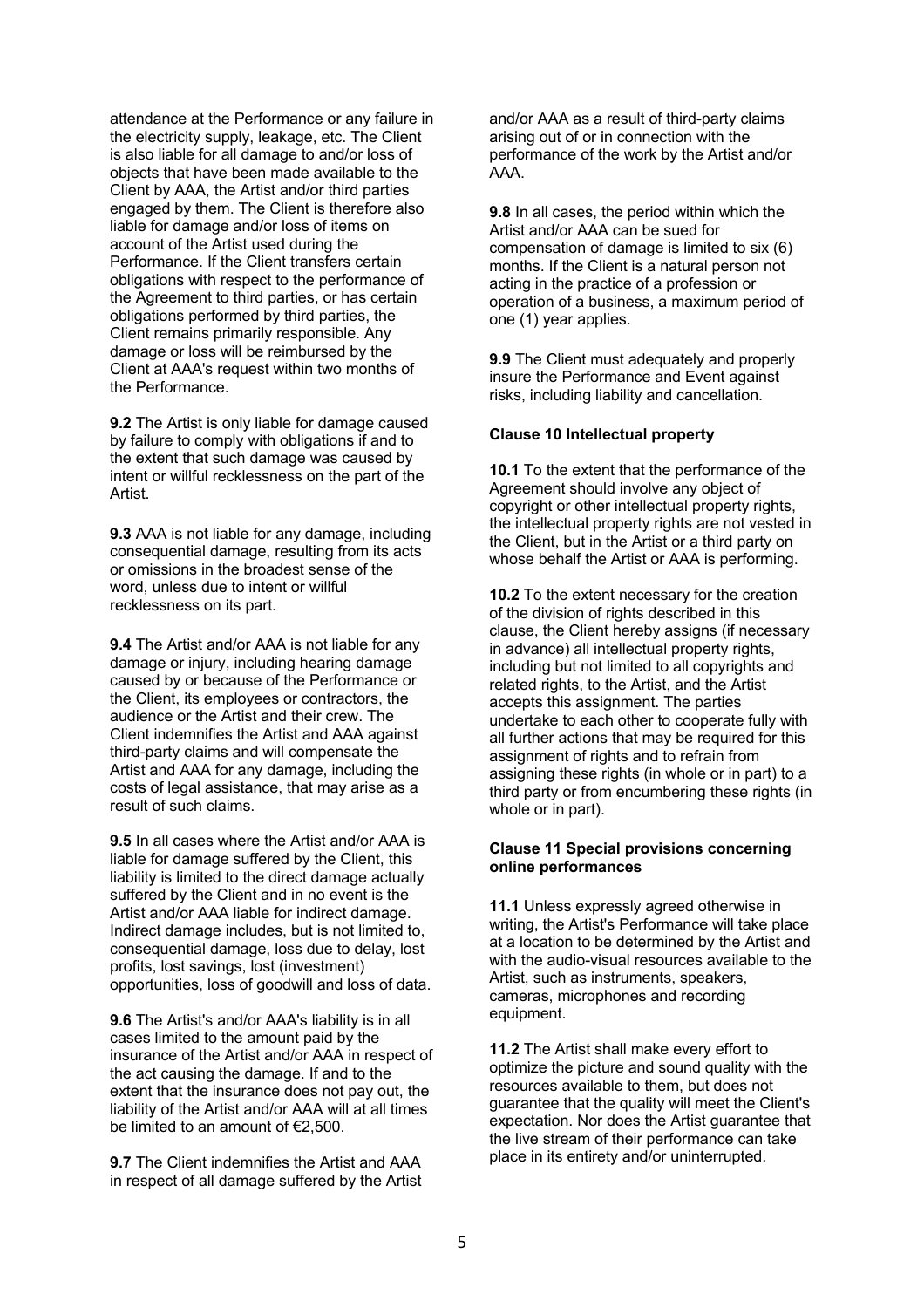attendance at the Performance or any failure in the electricity supply, leakage, etc. The Client is also liable for all damage to and/or loss of objects that have been made available to the Client by AAA, the Artist and/or third parties engaged by them. The Client is therefore also liable for damage and/or loss of items on account of the Artist used during the Performance. If the Client transfers certain obligations with respect to the performance of the Agreement to third parties, or has certain obligations performed by third parties, the Client remains primarily responsible. Any damage or loss will be reimbursed by the Client at AAA's request within two months of the Performance.

**9.2** The Artist is only liable for damage caused by failure to comply with obligations if and to the extent that such damage was caused by intent or willful recklessness on the part of the Artist.

**9.3** AAA is not liable for any damage, including consequential damage, resulting from its acts or omissions in the broadest sense of the word, unless due to intent or willful recklessness on its part.

**9.4** The Artist and/or AAA is not liable for any damage or injury, including hearing damage caused by or because of the Performance or the Client, its employees or contractors, the audience or the Artist and their crew. The Client indemnifies the Artist and AAA against third-party claims and will compensate the Artist and AAA for any damage, including the costs of legal assistance, that may arise as a result of such claims.

**9.5** In all cases where the Artist and/or AAA is liable for damage suffered by the Client, this liability is limited to the direct damage actually suffered by the Client and in no event is the Artist and/or AAA liable for indirect damage. Indirect damage includes, but is not limited to, consequential damage, loss due to delay, lost profits, lost savings, lost (investment) opportunities, loss of goodwill and loss of data.

**9.6** The Artist's and/or AAA's liability is in all cases limited to the amount paid by the insurance of the Artist and/or AAA in respect of the act causing the damage. If and to the extent that the insurance does not pay out, the liability of the Artist and/or AAA will at all times be limited to an amount of €2,500.

**9.7** The Client indemnifies the Artist and AAA in respect of all damage suffered by the Artist and/or AAA as a result of third-party claims arising out of or in connection with the performance of the work by the Artist and/or AAA.

**9.8** In all cases, the period within which the Artist and/or AAA can be sued for compensation of damage is limited to six (6) months. If the Client is a natural person not acting in the practice of a profession or operation of a business, a maximum period of one (1) year applies.

**9.9** The Client must adequately and properly insure the Performance and Event against risks, including liability and cancellation.

**Clause 10 Intellectual property**

**10.1** To the extent that the performance of the Agreement should involve any object of copyright or other intellectual property rights, the intellectual property rights are not vested in the Client, but in the Artist or a third party on whose behalf the Artist or AAA is performing.

**10.2** To the extent necessary for the creation of the division of rights described in this clause, the Client hereby assigns (if necessary in advance) all intellectual property rights, including but not limited to all copyrights and related rights, to the Artist, and the Artist accepts this assignment. The parties undertake to each other to cooperate fully with all further actions that may be required for this assignment of rights and to refrain from assigning these rights (in whole or in part) to a third party or from encumbering these rights (in whole or in part).

**Clause 11 Special provisions concerning online performances**

**11.1** Unless expressly agreed otherwise in writing, the Artist's Performance will take place at a location to be determined by the Artist and with the audio-visual resources available to the Artist, such as instruments, speakers, cameras, microphones and recording equipment.

**11.2** The Artist shall make every effort to optimize the picture and sound quality with the resources available to them, but does not guarantee that the quality will meet the Client's expectation. Nor does the Artist guarantee that the live stream of their performance can take place in its entirety and/or uninterrupted.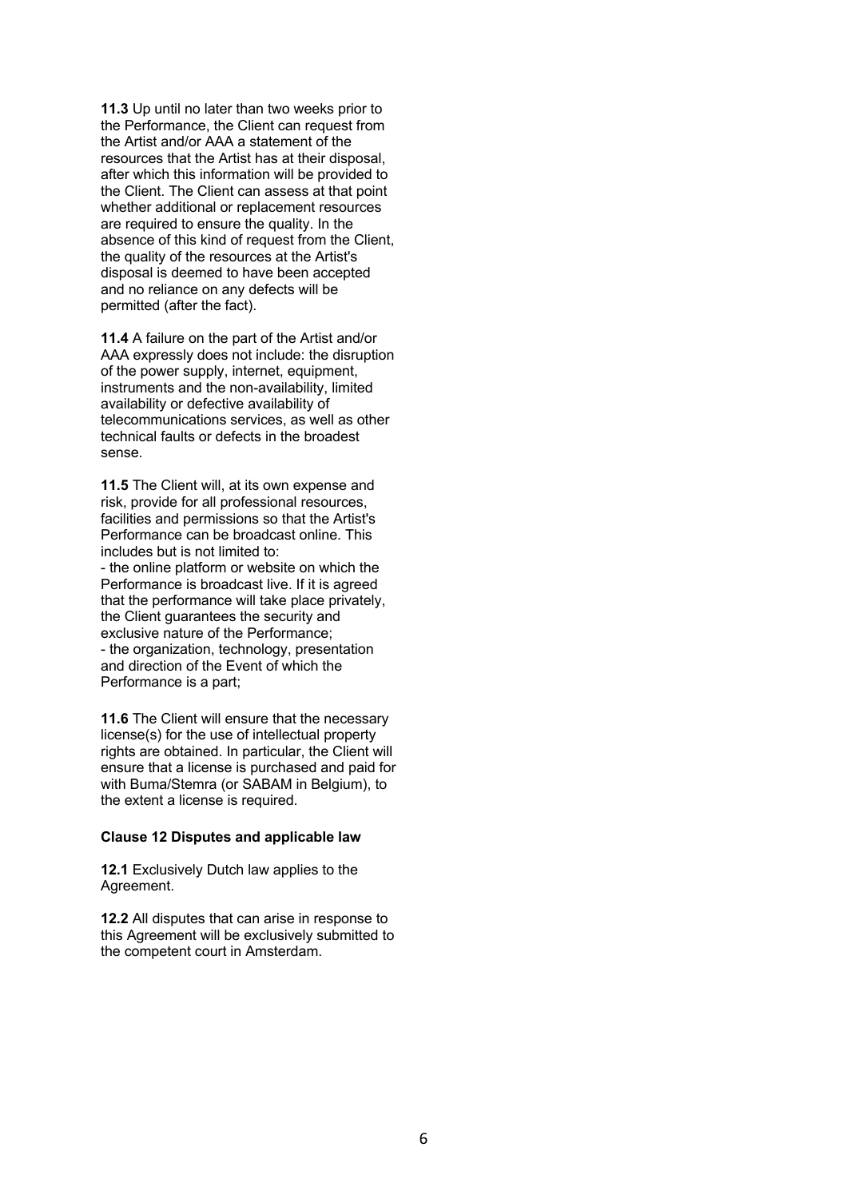**11.3** Up until no later than two weeks prior to the Performance, the Client can request from the Artist and/or AAA a statement of the resources that the Artist has at their disposal, after which this information will be provided to the Client. The Client can assess at that point whether additional or replacement resources are required to ensure the quality. In the absence of this kind of request from the Client, the quality of the resources at the Artist's disposal is deemed to have been accepted and no reliance on any defects will be permitted (after the fact).

**11.4** A failure on the part of the Artist and/or AAA expressly does not include: the disruption of the power supply, internet, equipment, instruments and the non-availability, limited availability or defective availability of telecommunications services, as well as other technical faults or defects in the broadest sense.

**11.5** The Client will, at its own expense and risk, provide for all professional resources, facilities and permissions so that the Artist's Performance can be broadcast online. This includes but is not limited to:
- the online platform or website on which the Performance is broadcast live. If it is agreed that the performance will take place privately, the Client guarantees the security and exclusive nature of the Performance;
- the organization, technology, presentation and direction of the Event of which the Performance is a part;

**11.6** The Client will ensure that the necessary license(s) for the use of intellectual property rights are obtained. In particular, the Client will ensure that a license is purchased and paid for with Buma/Stemra (or SABAM in Belgium), to the extent a license is required.

**Clause 12 Disputes and applicable law**

**12.1** Exclusively Dutch law applies to the Agreement.

**12.2** All disputes that can arise in response to this Agreement will be exclusively submitted to the competent court in Amsterdam.